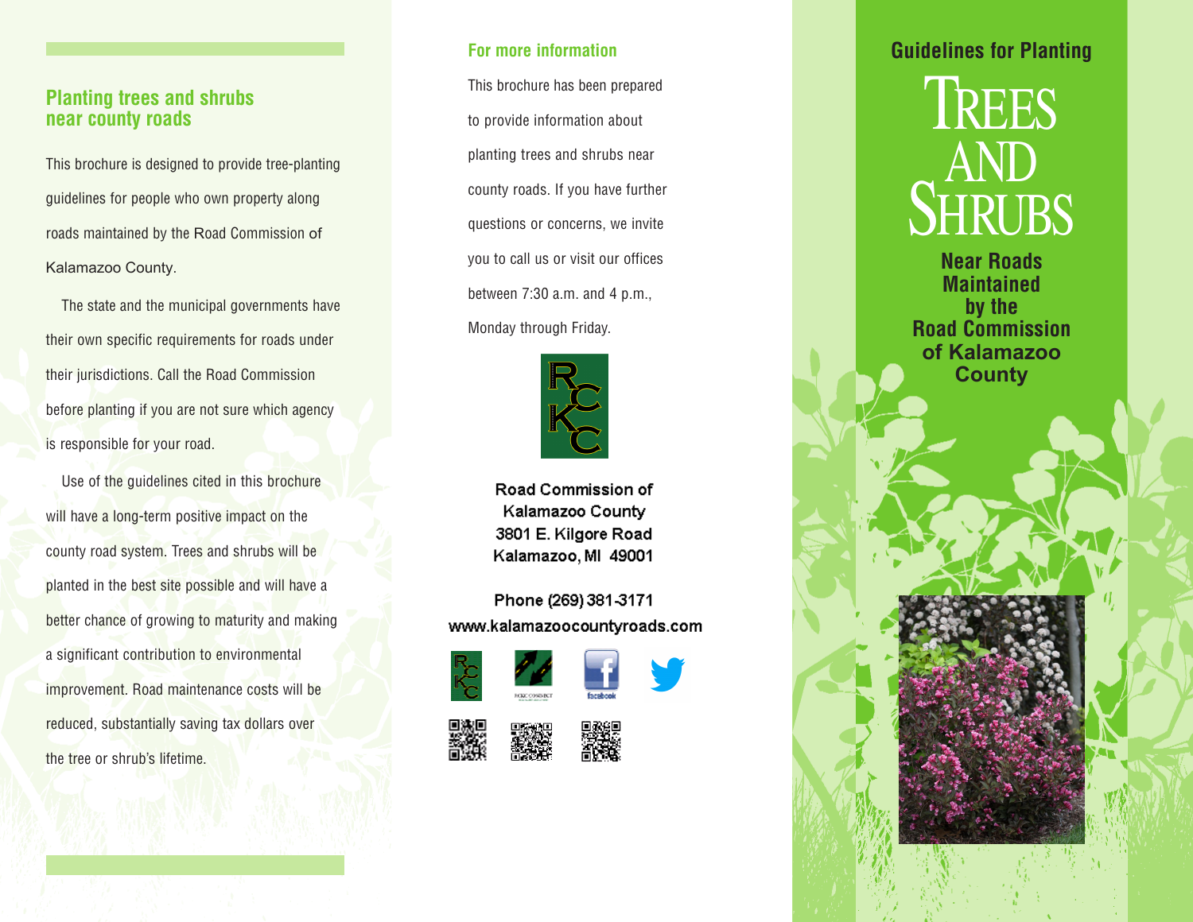## Planting trees and shrubs near county roads

This brochure is designed to provide tree-planting guidelines for people who own property along roads maintained by the Road Commission of Kalamazoo County.

The state and the municipal governments have their own specific requirements for roads under their jurisdictions. Call the Road Commission before planting if you are not sure which agency is responsible for your road.

Use of the guidelines cited in this brochure will have a long-term positive impact on the county road system. Trees and shrubs will be planted in the best site possible and will have a better chance of growing to maturity and making a significant contribution to environmental improvement. Road maintenance costs will be reduced, substantially saving tax dollars over the tree or shrub's lifetime.

## For more information

This brochure has been prepared to provide information about planting trees and shrubs near county roads. If you have further questions or concerns, we invite you to call us or visit our offices between 7:30 a.m. and 4 p.m., Monday through Friday.

**Road Commission of Kalamazoo County**
**3801 E. Kilgore Road**
**Kalamazoo, MI 49001**

**Phone (269) 381-3171**
**www.kalamazoocountyroads.com**

# Guidelines for Planting TREES AND SHRUBS

## Near Roads Maintained by the Road Commission of Kalamazoo County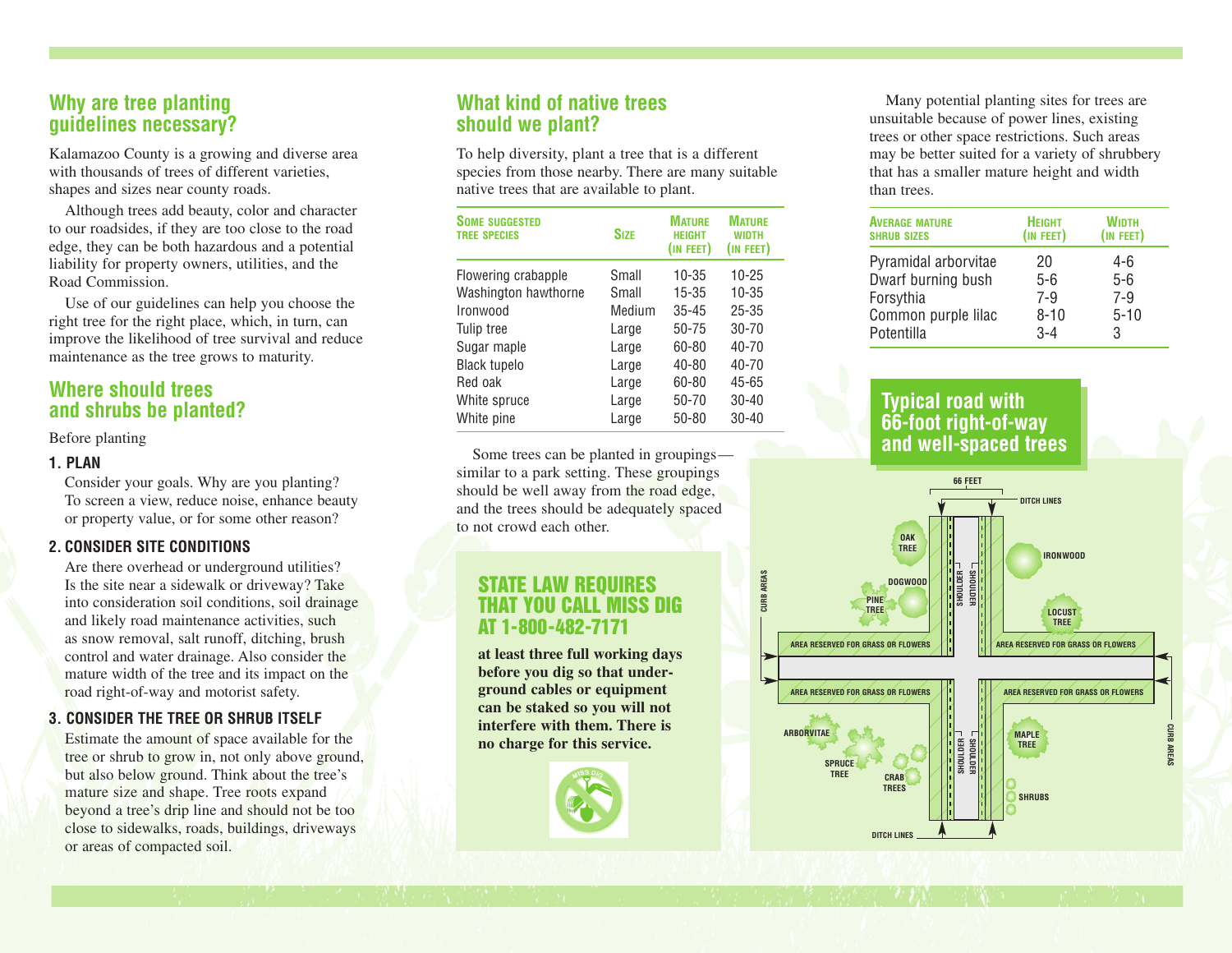## Why are tree planting guidelines necessary?

Kalamazoo County is a growing and diverse area with thousands of trees of different varieties, shapes and sizes near county roads.

Although trees add beauty, color and character to our roadsides, if they are too close to the road edge, they can be both hazardous and a potential liability for property owners, utilities, and the Road Commission.

Use of our guidelines can help you choose the right tree for the right place, which, in turn, can improve the likelihood of tree survival and reduce maintenance as the tree grows to maturity.

## Where should trees and shrubs be planted?

Before planting

**1. PLAN**

Consider your goals. Why are you planting? To screen a view, reduce noise, enhance beauty or property value, or for some other reason?

**2. CONSIDER SITE CONDITIONS**

Are there overhead or underground utilities? Is the site near a sidewalk or driveway? Take into consideration soil conditions, soil drainage and likely road maintenance activities, such as snow removal, salt runoff, ditching, brush control and water drainage. Also consider the mature width of the tree and its impact on the road right-of-way and motorist safety.

**3. CONSIDER THE TREE OR SHRUB ITSELF**

Estimate the amount of space available for the tree or shrub to grow in, not only above ground, but also below ground. Think about the tree's mature size and shape. Tree roots expand beyond a tree's drip line and should not be too close to sidewalks, roads, buildings, driveways or areas of compacted soil.

## What kind of native trees should we plant?

To help diversity, plant a tree that is a different species from those nearby. There are many suitable native trees that are available to plant.

| Some suggested tree species | Size | Mature height (in feet) | Mature width (in feet) |
|---|---|---|---|
| Flowering crabapple | Small | 10-35 | 10-25 |
| Washington hawthorne | Small | 15-35 | 10-35 |
| Ironwood | Medium | 35-45 | 25-35 |
| Tulip tree | Large | 50-75 | 30-70 |
| Sugar maple | Large | 60-80 | 40-70 |
| Black tupelo | Large | 40-80 | 40-70 |
| Red oak | Large | 60-80 | 45-65 |
| White spruce | Large | 50-70 | 30-40 |
| White pine | Large | 50-80 | 30-40 |

Some trees can be planted in groupings—similar to a park setting. These groupings should be well away from the road edge, and the trees should be adequately spaced to not crowd each other.

### STATE LAW REQUIRES THAT YOU CALL MISS DIG AT 1-800-482-7171

**at least three full working days before you dig so that underground cables or equipment can be staked so you will not interfere with them. There is no charge for this service.**

Many potential planting sites for trees are unsuitable because of power lines, existing trees or other space restrictions. Such areas may be better suited for a variety of shrubbery that has a smaller mature height and width than trees.

| Average mature shrub sizes | Height (in feet) | Width (in feet) |
|---|---|---|
| Pyramidal arborvitae | 20 | 4-6 |
| Dwarf burning bush | 5-6 | 5-6 |
| Forsythia | 7-9 | 7-9 |
| Common purple lilac | 8-10 | 5-10 |
| Potentilla | 3-4 | 3 |

### Typical road with 66-foot right-of-way and well-spaced trees

66 FEET
DITCH LINES
OAK TREE
IRONWOOD
DOGWOOD
PINE TREE
SHOULDER
SHOULDER
LOCUST TREE
CURB AREAS
AREA RESERVED FOR GRASS OR FLOWERS
AREA RESERVED FOR GRASS OR FLOWERS
AREA RESERVED FOR GRASS OR FLOWERS
AREA RESERVED FOR GRASS OR FLOWERS
ARBORVITAE
SPRUCE TREE
CRAB TREES
MAPLE TREE
SHRUBS
CURB AREAS
DITCH LINES